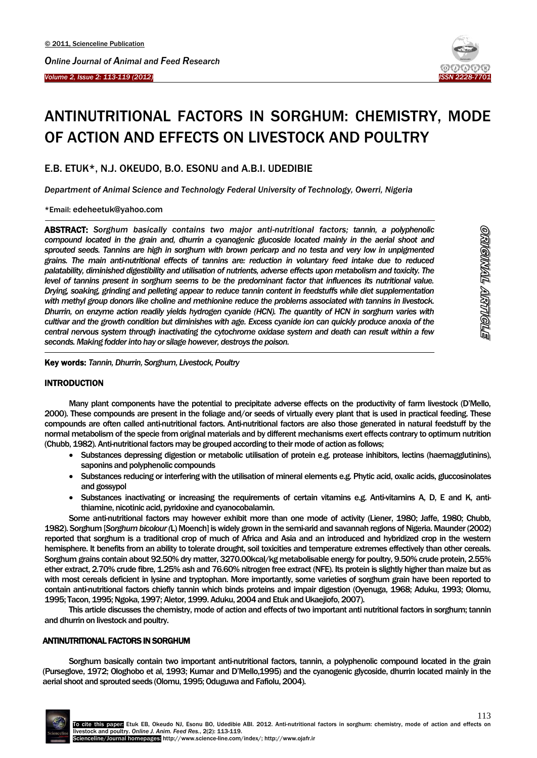# ANTINUTRITIONAL FACTORS IN SORGHUM: CHEMISTRY, MODE OF ACTION AND EFFECTS ON LIVESTOCK AND POULTRY

E.B. ETUK*, N.J. OKEUDO, B.O. ESONU and A.B.I. UDEDIBIE

*Department of Animal Science and Technology Federal University of Technology, Owerri, Nigeria*

*Email: edeheetuk@yahoo.com

**ABSTRACT:** *Sorghum basically contains two major anti-nutritional factors; tannin, a polyphenolic compound located in the grain and, dhurrin a cyanogenic glucoside located mainly in the aerial shoot and sprouted seeds. Tannins are high in sorghum with brown pericarp and no testa and very low in unpigmented grains. The main anti-nutritional effects of tannins are: reduction in voluntary feed intake due to reduced palatability, diminished digestibility and utilisation of nutrients, adverse effects upon metabolism and toxicity. The level of tannins present in sorghum seems to be the predominant factor that influences its nutritional value. Drying, soaking, grinding and pelleting appear to reduce tannin content in feedstuffs while diet supplementation with methyl group donors like choline and methionine reduce the problems associated with tannins in livestock. Dhurrin, on enzyme action readily yields hydrogen cyanide (HCN). The quantity of HCN in sorghum varies with cultivar and the growth condition but diminishes with age. Excess cyanide ion can quickly produce anoxia of the central nervous system through inactivating the cytochrome oxidase system and death can result within a few seconds. Making fodder into hay or silage however, destroys the poison.*

ORIGINAL ARTICLE

**Key words:** *Tannin, Dhurrin, Sorghum, Livestock, Poultry*

## INTRODUCTION

Many plant components have the potential to precipitate adverse effects on the productivity of farm livestock (D'Mello, 2000). These compounds are present in the foliage and/or seeds of virtually every plant that is used in practical feeding. These compounds are often called anti-nutritional factors. Anti-nutritional factors are also those generated in natural feedstuff by the normal metabolism of the specie from original materials and by different mechanisms exert effects contrary to optimum nutrition (Chubb, 1982). Anti-nutritional factors may be grouped according to their mode of action as follows;

- Substances depressing digestion or metabolic utilisation of protein e.g. protease inhibitors, lectins (haemagglutinins), saponins and polyphenolic compounds
- Substances reducing or interfering with the utilisation of mineral elements e.g. Phytic acid, oxalic acids, glucosinolates and gossypol
- Substances inactivating or increasing the requirements of certain vitamins e.g. Anti-vitamins A, D, E and K, anti-thiamine, nicotinic acid, pyridoxine and cyanocobalamin.

Some anti-nutritional factors may however exhibit more than one mode of activity (Liener, 1980; Jaffe, 1980; Chubb, 1982). Sorghum [*Sorghum bicolour (*L) Moench] is widely grown in the semi-arid and savannah regions of Nigeria. Maunder (2002) reported that sorghum is a traditional crop of much of Africa and Asia and an introduced and hybridized crop in the western hemisphere. It benefits from an ability to tolerate drought, soil toxicities and temperature extremes effectively than other cereals. Sorghum grains contain about 92.50% dry matter, 3270.00kcal/kg metabolisable energy for poultry, 9.50% crude protein, 2.55% ether extract, 2.70% crude fibre, 1.25% ash and 76.60% nitrogen free extract (NFE). Its protein is slightly higher than maize but as with most cereals deficient in lysine and tryptophan. More importantly, some varieties of sorghum grain have been reported to contain anti-nutritional factors chiefly tannin which binds proteins and impair digestion (Oyenuga, 1968; Aduku, 1993; Olomu, 1995; Tacon, 1995; Ngoka, 1997; Aletor, 1999. Aduku, 2004 and Etuk and Ukaejiofo, 2007).

This article discusses the chemistry, mode of action and effects of two important anti nutritional factors in sorghum; tannin and dhurrin on livestock and poultry.

## ANTINUTRITIONAL FACTORS IN SORGHUM

Sorghum basically contain two important anti-nutritional factors, tannin, a polyphenolic compound located in the grain (Purseglove, 1972; Ologhobo et al, 1993; Kumar and D'Mello,1995) and the cyanogenic glycoside, dhurrin located mainly in the aerial shoot and sprouted seeds (Olomu, 1995; Oduguwa and Fafiolu, 2004).

To cite this paper: Etuk EB, Okeudo NJ, Esonu BO, Udedibie ABI. 2012. Anti-nutritional factors in sorghum: chemistry, mode of action and effects on livestock and poultry. *Online J. Anim. Feed Res.*, 2(2): 113-119.
Scienceline/Journal homepages: http://www.science-line.com/index/; http://www.ojafr.ir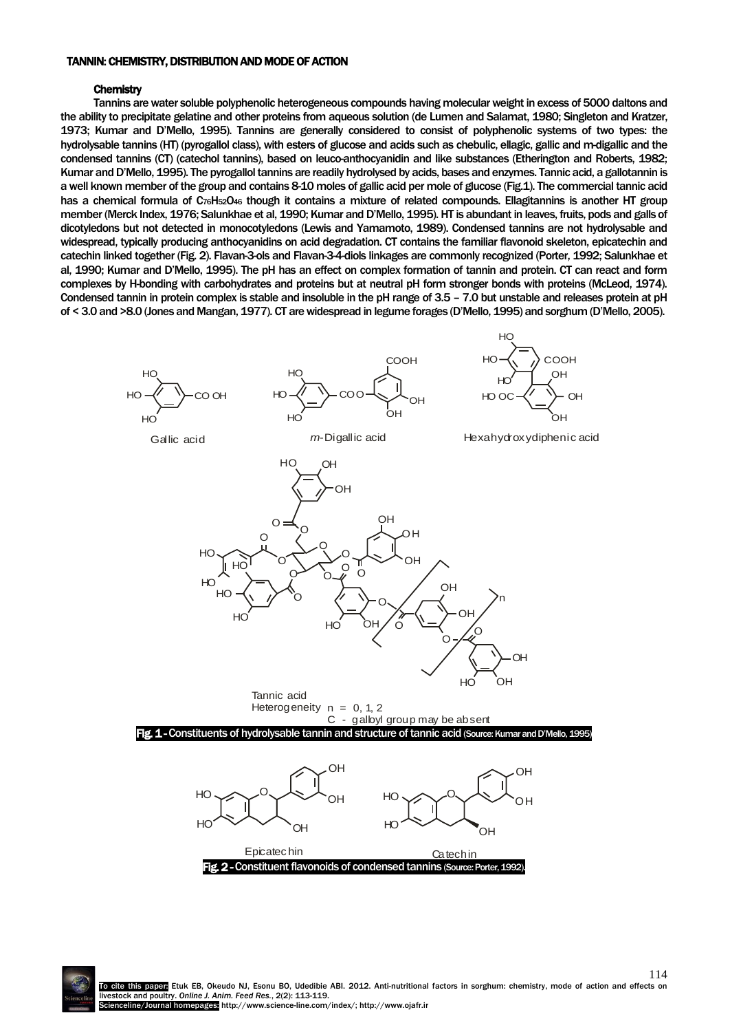## TANNIN: CHEMISTRY, DISTRIBUTION AND MODE OF ACTION

### Chemistry

Tannins are water soluble polyphenolic heterogeneous compounds having molecular weight in excess of 5000 daltons and the ability to precipitate gelatine and other proteins from aqueous solution (de Lumen and Salamat, 1980; Singleton and Kratzer, 1973; Kumar and D'Mello, 1995). Tannins are generally considered to consist of polyphenolic systems of two types: the hydrolysable tannins (HT) (pyrogallol class), with esters of glucose and acids such as chebulic, ellagic, gallic and m-digallic and the condensed tannins (CT) (catechol tannins), based on leuco-anthocyanidin and like substances (Etherington and Roberts, 1982; Kumar and D'Mello, 1995). The pyrogallol tannins are readily hydrolysed by acids, bases and enzymes. Tannic acid, a gallotannin is a well known member of the group and contains 8-10 moles of gallic acid per mole of glucose (Fig.1). The commercial tannic acid has a chemical formula of $C_{76}H_{52}O_{46}$ though it contains a mixture of related compounds. Ellagitannins is another HT group member (Merck Index, 1976; Salunkhae et al, 1990; Kumar and D'Mello, 1995). HT is abundant in leaves, fruits, pods and galls of dicotyledons but not detected in monocotyledons (Lewis and Yamamoto, 1989). Condensed tannins are not hydrolysable and widespread, typically producing anthocyanidins on acid degradation. CT contains the familiar flavonoid skeleton, epicatechin and catechin linked together (Fig. 2). Flavan-3-ols and Flavan-3-4-diols linkages are commonly recognized (Porter, 1992; Salunkhae et al, 1990; Kumar and D'Mello, 1995). The pH has an effect on complex formation of tannin and protein. CT can react and form complexes by H-bonding with carbohydrates and proteins but at neutral pH form stronger bonds with proteins (McLeod, 1974). Condensed tannin in protein complex is stable and insoluble in the pH range of 3.5 – 7.0 but unstable and releases protein at pH of < 3.0 and >8.0 (Jones and Mangan, 1977). CT are widespread in legume forages (D'Mello, 1995) and sorghum (D'Mello, 2005).

Gallic acid — *m*-Digallic acid — Hexahydroxydiphenic acid

Tannic acid
Heterogeneity n = 0, 1, 2
C - galloyl group may be absent

**Fig. 1 -** Constituents of hydrolysable tannin and structure of tannic acid (Source: Kumar and D'Mello, 1995)

Epicatechin — Catechin

**Fig. 2 -** Constituent flavonoids of condensed tannins (Source: Porter, 1992).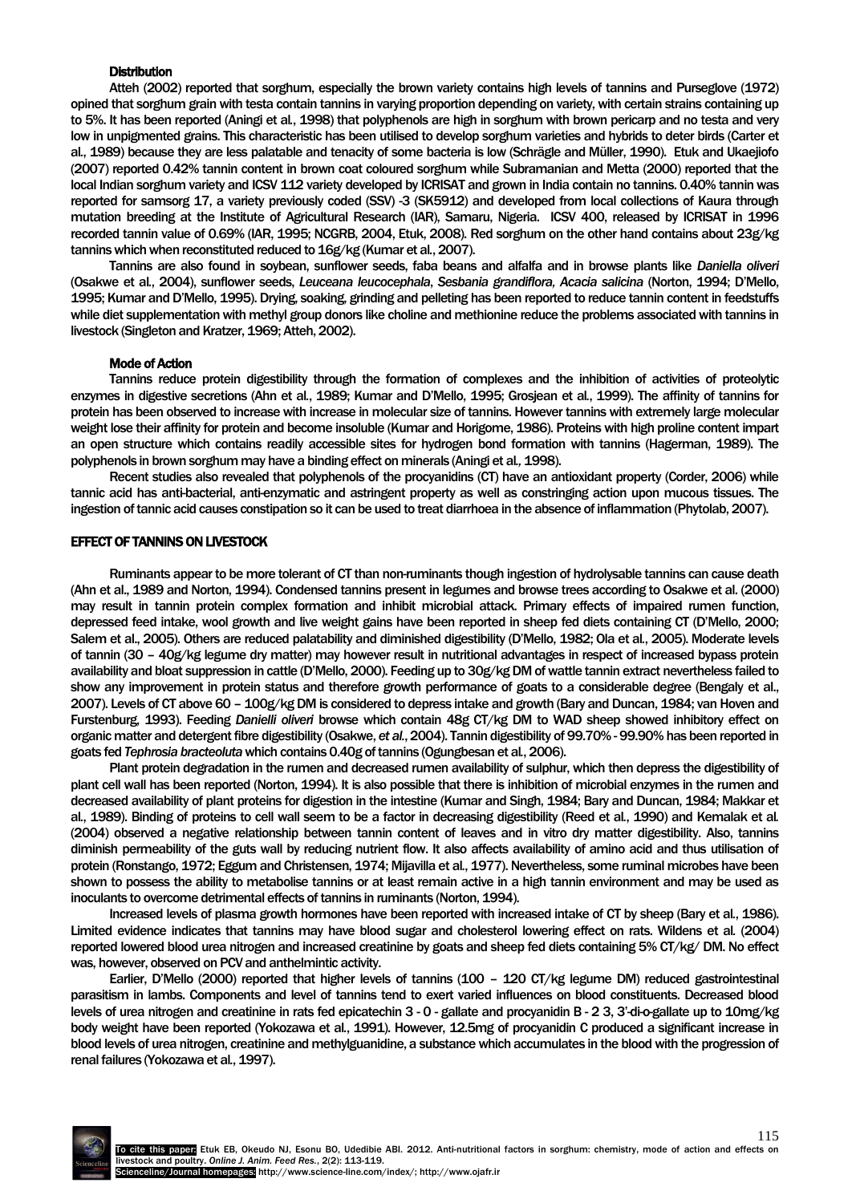### Distribution

Atteh (2002) reported that sorghum, especially the brown variety contains high levels of tannins and Purseglove (1972) opined that sorghum grain with testa contain tannins in varying proportion depending on variety, with certain strains containing up to 5%. It has been reported (Aningi et al., 1998) that polyphenols are high in sorghum with brown pericarp and no testa and very low in unpigmented grains. This characteristic has been utilised to develop sorghum varieties and hybrids to deter birds (Carter et al., 1989) because they are less palatable and tenacity of some bacteria is low (Schrägle and Müller, 1990). Etuk and Ukaejiofo (2007) reported 0.42% tannin content in brown coat coloured sorghum while Subramanian and Metta (2000) reported that the local Indian sorghum variety and ICSV 112 variety developed by ICRISAT and grown in India contain no tannins. 0.40% tannin was reported for samsorg 17, a variety previously coded (SSV) -3 (SK5912) and developed from local collections of Kaura through mutation breeding at the Institute of Agricultural Research (IAR), Samaru, Nigeria. ICSV 400, released by ICRISAT in 1996 recorded tannin value of 0.69% (IAR, 1995; NCGRB, 2004, Etuk, 2008). Red sorghum on the other hand contains about 23g/kg tannins which when reconstituted reduced to 16g/kg (Kumar et al., 2007).

Tannins are also found in soybean, sunflower seeds, faba beans and alfalfa and in browse plants like *Daniella oliveri* (Osakwe et al., 2004), sunflower seeds, *Leuceana leucocephala*, *Sesbania grandiflora, Acacia salicina* (Norton, 1994; D'Mello, 1995; Kumar and D'Mello, 1995). Drying, soaking, grinding and pelleting has been reported to reduce tannin content in feedstuffs while diet supplementation with methyl group donors like choline and methionine reduce the problems associated with tannins in livestock (Singleton and Kratzer, 1969; Atteh, 2002).

### Mode of Action

Tannins reduce protein digestibility through the formation of complexes and the inhibition of activities of proteolytic enzymes in digestive secretions (Ahn et al., 1989; Kumar and D'Mello, 1995; Grosjean et al., 1999). The affinity of tannins for protein has been observed to increase with increase in molecular size of tannins. However tannins with extremely large molecular weight lose their affinity for protein and become insoluble (Kumar and Horigome, 1986). Proteins with high proline content impart an open structure which contains readily accessible sites for hydrogen bond formation with tannins (Hagerman, 1989). The polyphenols in brown sorghum may have a binding effect on minerals (Aningi et al*.,* 1998).

Recent studies also revealed that polyphenols of the procyanidins (CT) have an antioxidant property (Corder, 2006) while tannic acid has anti-bacterial, anti-enzymatic and astringent property as well as constringing action upon mucous tissues. The ingestion of tannic acid causes constipation so it can be used to treat diarrhoea in the absence of inflammation (Phytolab, 2007).

## EFFECT OF TANNINS ON LIVESTOCK

Ruminants appear to be more tolerant of CT than non-ruminants though ingestion of hydrolysable tannins can cause death (Ahn et al., 1989 and Norton, 1994). Condensed tannins present in legumes and browse trees according to Osakwe et al. (2000) may result in tannin protein complex formation and inhibit microbial attack. Primary effects of impaired rumen function, depressed feed intake, wool growth and live weight gains have been reported in sheep fed diets containing CT (D'Mello, 2000; Salem et al., 2005). Others are reduced palatability and diminished digestibility (D'Mello, 1982; Ola et al., 2005). Moderate levels of tannin (30 – 40g/kg legume dry matter) may however result in nutritional advantages in respect of increased bypass protein availability and bloat suppression in cattle (D'Mello, 2000). Feeding up to 30g/kg DM of wattle tannin extract nevertheless failed to show any improvement in protein status and therefore growth performance of goats to a considerable degree (Bengaly et al., 2007). Levels of CT above 60 – 100g/kg DM is considered to depress intake and growth (Bary and Duncan, 1984; van Hoven and Furstenburg, 1993). Feeding *Danielli oliveri* browse which contain 48g CT/kg DM to WAD sheep showed inhibitory effect on organic matter and detergent fibre digestibility (Osakwe, *et al.*, 2004). Tannin digestibility of 99.70% - 99.90% has been reported in goats fed *Tephrosia bracteoluta* which contains 0.40g of tannins (Ogungbesan et al., 2006).

Plant protein degradation in the rumen and decreased rumen availability of sulphur, which then depress the digestibility of plant cell wall has been reported (Norton, 1994). It is also possible that there is inhibition of microbial enzymes in the rumen and decreased availability of plant proteins for digestion in the intestine (Kumar and Singh, 1984; Bary and Duncan, 1984; Makkar et al., 1989). Binding of proteins to cell wall seem to be a factor in decreasing digestibility (Reed et al., 1990) and Kemalak et al*.* (2004) observed a negative relationship between tannin content of leaves and in vitro dry matter digestibility. Also, tannins diminish permeability of the guts wall by reducing nutrient flow. It also affects availability of amino acid and thus utilisation of protein (Ronstango, 1972; Eggum and Christensen, 1974; Mijavilla et al., 1977). Nevertheless, some ruminal microbes have been shown to possess the ability to metabolise tannins or at least remain active in a high tannin environment and may be used as inoculants to overcome detrimental effects of tannins in ruminants (Norton, 1994).

Increased levels of plasma growth hormones have been reported with increased intake of CT by sheep (Bary et al., 1986). Limited evidence indicates that tannins may have blood sugar and cholesterol lowering effect on rats. Wildens et al*.* (2004) reported lowered blood urea nitrogen and increased creatinine by goats and sheep fed diets containing 5% CT/kg/ DM. No effect was, however, observed on PCV and anthelmintic activity.

Earlier, D'Mello (2000) reported that higher levels of tannins (100 – 120 CT/kg legume DM) reduced gastrointestinal parasitism in lambs. Components and level of tannins tend to exert varied influences on blood constituents. Decreased blood levels of urea nitrogen and creatinine in rats fed epicatechin 3 - 0 - gallate and procyanidin B - 2 3, 3'-di-o-gallate up to 10mg/kg body weight have been reported (Yokozawa et al., 1991). However, 12.5mg of procyanidin C produced a significant increase in blood levels of urea nitrogen, creatinine and methylguanidine, a substance which accumulates in the blood with the progression of renal failures (Yokozawa et al., 1997).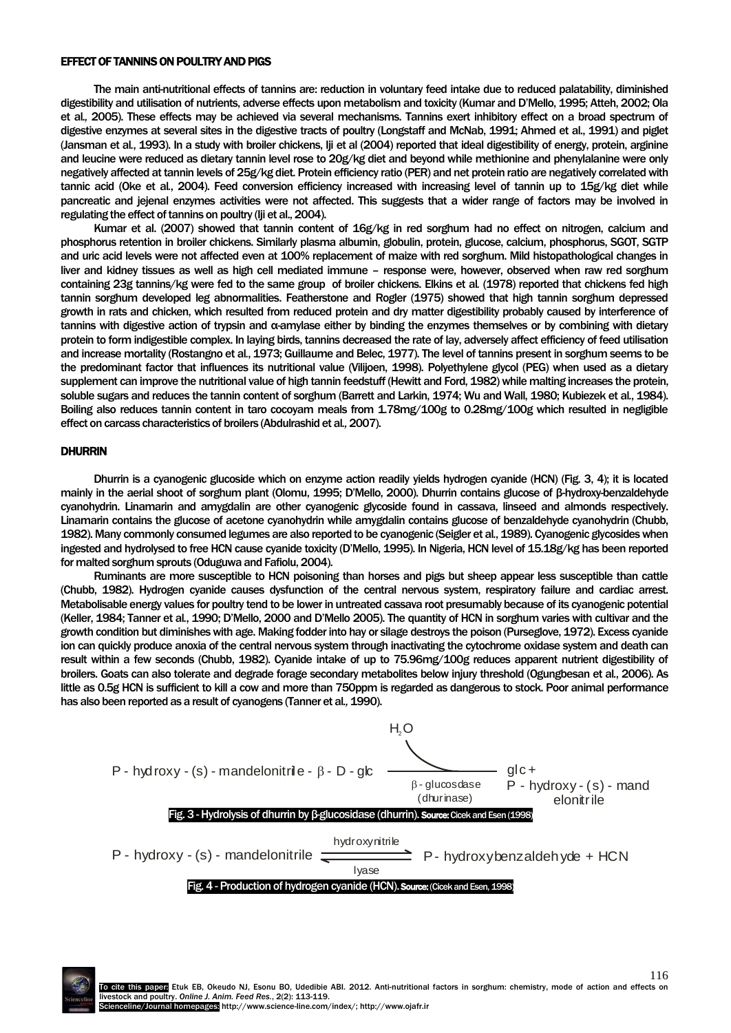## EFFECT OF TANNINS ON POULTRY AND PIGS

The main anti-nutritional effects of tannins are: reduction in voluntary feed intake due to reduced palatability, diminished digestibility and utilisation of nutrients, adverse effects upon metabolism and toxicity (Kumar and D'Mello, 1995; Atteh, 2002; Ola et al., 2005). These effects may be achieved via several mechanisms. Tannins exert inhibitory effect on a broad spectrum of digestive enzymes at several sites in the digestive tracts of poultry (Longstaff and McNab, 1991; Ahmed et al., 1991) and piglet (Jansman et al., 1993). In a study with broiler chickens, Iji et al (2004) reported that ideal digestibility of energy, protein, arginine and leucine were reduced as dietary tannin level rose to 20g/kg diet and beyond while methionine and phenylalanine were only negatively affected at tannin levels of 25g/kg diet. Protein efficiency ratio (PER) and net protein ratio are negatively correlated with tannic acid (Oke et al., 2004). Feed conversion efficiency increased with increasing level of tannin up to 15g/kg diet while pancreatic and jejenal enzymes activities were not affected. This suggests that a wider range of factors may be involved in regulating the effect of tannins on poultry (Iji et al., 2004).

Kumar et al. (2007) showed that tannin content of 16g/kg in red sorghum had no effect on nitrogen, calcium and phosphorus retention in broiler chickens. Similarly plasma albumin, globulin, protein, glucose, calcium, phosphorus, SGOT, SGTP and uric acid levels were not affected even at 100% replacement of maize with red sorghum. Mild histopathological changes in liver and kidney tissues as well as high cell mediated immune – response were, however, observed when raw red sorghum containing 23g tannins/kg were fed to the same group of broiler chickens. Elkins et al. (1978) reported that chickens fed high tannin sorghum developed leg abnormalities. Featherstone and Rogler (1975) showed that high tannin sorghum depressed growth in rats and chicken, which resulted from reduced protein and dry matter digestibility probably caused by interference of tannins with digestive action of trypsin and α-amylase either by binding the enzymes themselves or by combining with dietary protein to form indigestible complex. In laying birds, tannins decreased the rate of lay, adversely affect efficiency of feed utilisation and increase mortality (Rostangno et al., 1973; Guillaume and Belec, 1977). The level of tannins present in sorghum seems to be the predominant factor that influences its nutritional value (Vilijoen, 1998). Polyethylene glycol (PEG) when used as a dietary supplement can improve the nutritional value of high tannin feedstuff (Hewitt and Ford, 1982) while malting increases the protein, soluble sugars and reduces the tannin content of sorghum (Barrett and Larkin, 1974; Wu and Wall, 1980; Kubiezek et al., 1984). Boiling also reduces tannin content in taro cocoyam meals from 1.78mg/100g to 0.28mg/100g which resulted in negligible effect on carcass characteristics of broilers (Abdulrashid et al., 2007).

## DHURRIN

Dhurrin is a cyanogenic glucoside which on enzyme action readily yields hydrogen cyanide (HCN) (Fig. 3, 4); it is located mainly in the aerial shoot of sorghum plant (Olomu, 1995; D'Mello, 2000). Dhurrin contains glucose of β-hydroxy-benzaldehyde cyanohydrin. Linamarin and amygdalin are other cyanogenic glycoside found in cassava, linseed and almonds respectively. Linamarin contains the glucose of acetone cyanohydrin while amygdalin contains glucose of benzaldehyde cyanohydrin (Chubb, 1982). Many commonly consumed legumes are also reported to be cyanogenic (Seigler et al., 1989). Cyanogenic glycosides when ingested and hydrolysed to free HCN cause cyanide toxicity (D'Mello, 1995). In Nigeria, HCN level of 15.18g/kg has been reported for malted sorghum sprouts (Oduguwa and Fafiolu, 2004).

Ruminants are more susceptible to HCN poisoning than horses and pigs but sheep appear less susceptible than cattle (Chubb, 1982). Hydrogen cyanide causes dysfunction of the central nervous system, respiratory failure and cardiac arrest. Metabolisable energy values for poultry tend to be lower in untreated cassava root presumably because of its cyanogenic potential (Keller, 1984; Tanner et al., 1990; D'Mello, 2000 and D'Mello 2005). The quantity of HCN in sorghum varies with cultivar and the growth condition but diminishes with age. Making fodder into hay or silage destroys the poison (Purseglove, 1972). Excess cyanide ion can quickly produce anoxia of the central nervous system through inactivating the cytochrome oxidase system and death can result within a few seconds (Chubb, 1982). Cyanide intake of up to 75.96mg/100g reduces apparent nutrient digestibility of broilers. Goats can also tolerate and degrade forage secondary metabolites below injury threshold (Ogungbesan et al., 2006). As little as 0.5g HCN is sufficient to kill a cow and more than 750ppm is regarded as dangerous to stock. Poor animal performance has also been reported as a result of cyanogens (Tanner et al., 1990).

$$\text{P-hydroxy-(s)-mandelonitrile-}\beta\text{-D-glc} \xrightarrow[\beta\text{-glucosidase (dhurinase)}]{H_2O} \text{glc} + \text{P-hydroxy-(s)-mandelonitrile}$$

Fig. 3 - Hydrolysis of dhurrin by β-glucosidase (dhurrin). Source: Cicek and Esen (1998)

$$\text{P-hydroxy-(s)-mandelonitrile} \underset{\text{lyase}}{\overset{\text{hydroxynitrile}}{\rightleftharpoons}} \text{P-hydroxybenzaldehyde} + HCN$$

Fig. 4 - Production of hydrogen cyanide (HCN). Source: (Cicek and Esen, 1998)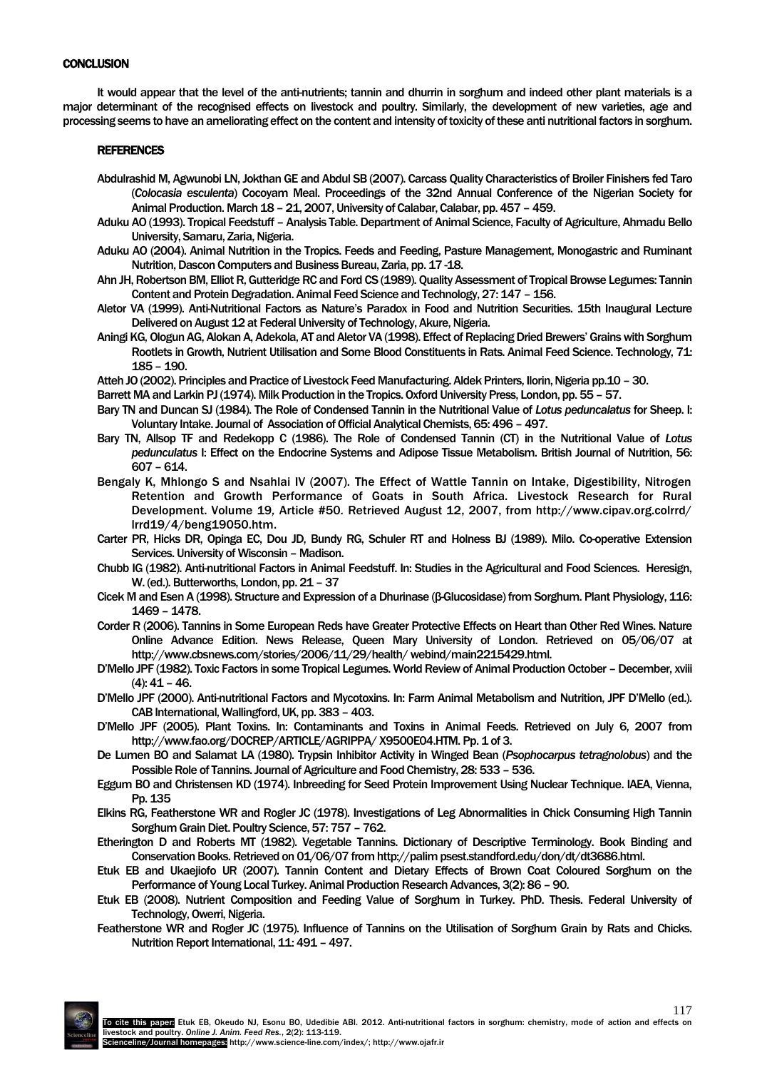## CONCLUSION

It would appear that the level of the anti-nutrients; tannin and dhurrin in sorghum and indeed other plant materials is a major determinant of the recognised effects on livestock and poultry. Similarly, the development of new varieties, age and processing seems to have an ameliorating effect on the content and intensity of toxicity of these anti nutritional factors in sorghum.

## REFERENCES

Abdulrashid M, Agwunobi LN, Jokthan GE and Abdul SB (2007). Carcass Quality Characteristics of Broiler Finishers fed Taro (*Colocasia esculenta*) Cocoyam Meal. Proceedings of the 32nd Annual Conference of the Nigerian Society for Animal Production. March 18 – 21, 2007, University of Calabar, Calabar, pp. 457 – 459.

Aduku AO (1993). Tropical Feedstuff – Analysis Table. Department of Animal Science, Faculty of Agriculture, Ahmadu Bello University, Samaru, Zaria, Nigeria.

Aduku AO (2004). Animal Nutrition in the Tropics. Feeds and Feeding, Pasture Management, Monogastric and Ruminant Nutrition, Dascon Computers and Business Bureau, Zaria, pp. 17 -18.

Ahn JH, Robertson BM, Elliot R, Gutteridge RC and Ford CS (1989). Quality Assessment of Tropical Browse Legumes: Tannin Content and Protein Degradation. Animal Feed Science and Technology, 27: 147 – 156.

Aletor VA (1999). Anti-Nutritional Factors as Nature's Paradox in Food and Nutrition Securities. 15th Inaugural Lecture Delivered on August 12 at Federal University of Technology, Akure, Nigeria.

Aningi KG, Ologun AG, Alokan A, Adekola, AT and Aletor VA (1998). Effect of Replacing Dried Brewers' Grains with Sorghum Rootlets in Growth, Nutrient Utilisation and Some Blood Constituents in Rats. Animal Feed Science. Technology, 71: 185 – 190.

Atteh JO (2002). Principles and Practice of Livestock Feed Manufacturing. Aldek Printers, Ilorin, Nigeria pp.10 – 30.

Barrett MA and Larkin PJ (1974). Milk Production in the Tropics. Oxford University Press, London, pp. 55 – 57.

Bary TN and Duncan SJ (1984). The Role of Condensed Tannin in the Nutritional Value of *Lotus peduncalatus* for Sheep. I: Voluntary Intake. Journal of Association of Official Analytical Chemists, 65: 496 – 497.

Bary TN, Allsop TF and Redekopp C (1986). The Role of Condensed Tannin (CT) in the Nutritional Value of *Lotus pedunculatus* I: Effect on the Endocrine Systems and Adipose Tissue Metabolism. British Journal of Nutrition, 56: 607 – 614.

Bengaly K, Mhlongo S and Nsahlai IV (2007). The Effect of Wattle Tannin on Intake, Digestibility, Nitrogen Retention and Growth Performance of Goats in South Africa. Livestock Research for Rural Development. Volume 19, Article #50. Retrieved August 12, 2007, from http://www.cipav.org.colrrd/ lrrd19/4/beng19050.htm.

Carter PR, Hicks DR, Opinga EC, Dou JD, Bundy RG, Schuler RT and Holness BJ (1989). Milo. Co-operative Extension Services. University of Wisconsin – Madison.

Chubb IG (1982). Anti-nutritional Factors in Animal Feedstuff. In: Studies in the Agricultural and Food Sciences. Heresign, W. (ed.). Butterworths, London, pp. 21 – 37

Cicek M and Esen A (1998). Structure and Expression of a Dhurinase (β-Glucosidase) from Sorghum. Plant Physiology, 116: 1469 – 1478.

Corder R (2006). Tannins in Some European Reds have Greater Protective Effects on Heart than Other Red Wines. Nature Online Advance Edition. News Release, Queen Mary University of London. Retrieved on 05/06/07 at http://www.cbsnews.com/stories/2006/11/29/health/ webind/main2215429.html.

D'Mello JPF (1982). Toxic Factors in some Tropical Legumes. World Review of Animal Production October – December, xviii (4): 41 – 46.

D'Mello JPF (2000). Anti-nutritional Factors and Mycotoxins. In: Farm Animal Metabolism and Nutrition, JPF D'Mello (ed.). CAB International, Wallingford, UK, pp. 383 – 403.

D'Mello JPF (2005). Plant Toxins. In: Contaminants and Toxins in Animal Feeds. Retrieved on July 6, 2007 from http://www.fao.org/DOCREP/ARTICLE/AGRIPPA/ X9500E04.HTM. Pp. 1 of 3.

De Lumen BO and Salamat LA (1980). Trypsin Inhibitor Activity in Winged Bean (*Psophocarpus tetragnolobus*) and the Possible Role of Tannins. Journal of Agriculture and Food Chemistry, 28: 533 – 536.

Eggum BO and Christensen KD (1974). Inbreeding for Seed Protein Improvement Using Nuclear Technique. IAEA, Vienna, Pp. 135

Elkins RG, Featherstone WR and Rogler JC (1978). Investigations of Leg Abnormalities in Chick Consuming High Tannin Sorghum Grain Diet. Poultry Science, 57: 757 – 762.

Etherington D and Roberts MT (1982). Vegetable Tannins. Dictionary of Descriptive Terminology. Book Binding and Conservation Books. Retrieved on 01/06/07 from http://palim psest.standford.edu/don/dt/dt3686.html.

Etuk EB and Ukaejiofo UR (2007). Tannin Content and Dietary Effects of Brown Coat Coloured Sorghum on the Performance of Young Local Turkey. Animal Production Research Advances, 3(2): 86 – 90.

Etuk EB (2008). Nutrient Composition and Feeding Value of Sorghum in Turkey. PhD. Thesis. Federal University of Technology, Owerri, Nigeria.

Featherstone WR and Rogler JC (1975). Influence of Tannins on the Utilisation of Sorghum Grain by Rats and Chicks. Nutrition Report International, 11: 491 – 497.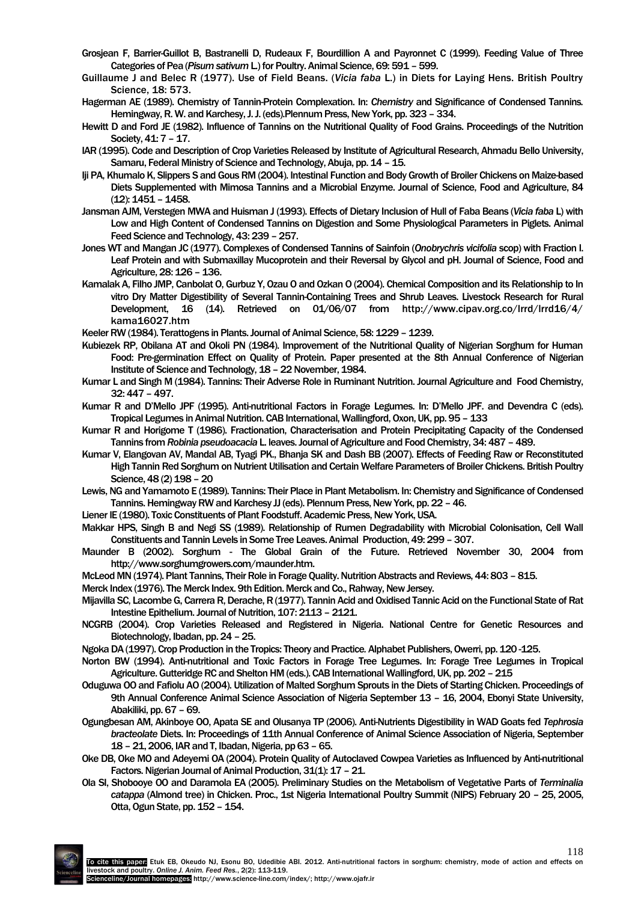Grosjean F, Barrier-Guillot B, Bastranelli D, Rudeaux F, Bourdillion A and Payronnet C (1999). Feeding Value of Three Categories of Pea (*Pisum sativum* L.) for Poultry. Animal Science, 69: 591 – 599.

Guillaume J and Belec R (1977). Use of Field Beans. (*Vicia faba* L.) in Diets for Laying Hens. British Poultry Science, 18: 573.

Hagerman AE (1989). Chemistry of Tannin-Protein Complexation. In: *Chemistry* and Significance of Condensed Tannins. Hemingway, R. W. and Karchesy, J. J. (eds).Plennum Press, New York, pp. 323 – 334.

Hewitt D and Ford JE (1982). Influence of Tannins on the Nutritional Quality of Food Grains. Proceedings of the Nutrition Society, 41: 7 – 17.

IAR (1995). Code and Description of Crop Varieties Released by Institute of Agricultural Research, Ahmadu Bello University, Samaru, Federal Ministry of Science and Technology, Abuja, pp. 14 – 15.

Iji PA, Khumalo K, Slippers S and Gous RM (2004). Intestinal Function and Body Growth of Broiler Chickens on Maize-based Diets Supplemented with Mimosa Tannins and a Microbial Enzyme. Journal of Science, Food and Agriculture, 84 (12): 1451 – 1458.

Jansman AJM, Verstegen MWA and Huisman J (1993). Effects of Dietary Inclusion of Hull of Faba Beans (*Vicia faba* L) with Low and High Content of Condensed Tannins on Digestion and Some Physiological Parameters in Piglets. Animal Feed Science and Technology, 43: 239 – 257.

Jones WT and Mangan JC (1977). Complexes of Condensed Tannins of Sainfoin (*Onobrychris vicifolia* scop) with Fraction I. Leaf Protein and with Submaxillay Mucoprotein and their Reversal by Glycol and pH. Journal of Science, Food and Agriculture, 28: 126 – 136.

Kamalak A, Filho JMP, Canbolat O, Gurbuz Y, Ozau O and Ozkan O (2004). Chemical Composition and its Relationship to In vitro Dry Matter Digestibility of Several Tannin-Containing Trees and Shrub Leaves. Livestock Research for Rural Development, 16 (14). Retrieved on 01/06/07 from http://www.cipav.org.co/lrrd/lrrd16/4/kama16027.htm

Keeler RW (1984). Terattogens in Plants. Journal of Animal Science, 58: 1229 – 1239.

Kubiezek RP, Obilana AT and Okoli PN (1984). Improvement of the Nutritional Quality of Nigerian Sorghum for Human Food: Pre-germination Effect on Quality of Protein. Paper presented at the 8th Annual Conference of Nigerian Institute of Science and Technology, 18 – 22 November, 1984.

Kumar L and Singh M (1984). Tannins: Their Adverse Role in Ruminant Nutrition. Journal Agriculture and Food Chemistry, 32: 447 – 497.

Kumar R and D'Mello JPF (1995). Anti-nutritional Factors in Forage Legumes. In: D'Mello JPF. and Devendra C (eds). Tropical Legumes in Animal Nutrition. CAB International, Wallingford, Oxon, UK, pp. 95 – 133

Kumar R and Horigome T (1986). Fractionation, Characterisation and Protein Precipitating Capacity of the Condensed Tannins from *Robinia pseudoacacia* L. leaves. Journal of Agriculture and Food Chemistry, 34: 487 – 489.

Kumar V, Elangovan AV, Mandal AB, Tyagi PK., Bhanja SK and Dash BB (2007). Effects of Feeding Raw or Reconstituted High Tannin Red Sorghum on Nutrient Utilisation and Certain Welfare Parameters of Broiler Chickens. British Poultry Science, 48 (2) 198 – 20

Lewis, NG and Yamamoto E (1989). Tannins: Their Place in Plant Metabolism. In: Chemistry and Significance of Condensed Tannins. Hemingway RW and Karchesy JJ (eds). Plennum Press, New York, pp. 22 – 46.

Liener IE (1980). Toxic Constituents of Plant Foodstuff. Academic Press, New York, USA.

Makkar HPS, Singh B and Negi SS (1989). Relationship of Rumen Degradability with Microbial Colonisation, Cell Wall Constituents and Tannin Levels in Some Tree Leaves. Animal Production, 49: 299 – 307.

Maunder B (2002). Sorghum - The Global Grain of the Future. Retrieved November 30, 2004 from http://www.sorghumgrowers.com/maunder.htm.

McLeod MN (1974). Plant Tannins, Their Role in Forage Quality. Nutrition Abstracts and Reviews, 44: 803 – 815.

Merck Index (1976). The Merck Index. 9th Edition. Merck and Co., Rahway, New Jersey.

Mijavilla SC, Lacombe G, Carrera R, Derache, R (1977). Tannin Acid and Oxidised Tannic Acid on the Functional State of Rat Intestine Epithelium. Journal of Nutrition, 107: 2113 – 2121.

NCGRB (2004). Crop Varieties Released and Registered in Nigeria. National Centre for Genetic Resources and Biotechnology, Ibadan, pp. 24 – 25.

Ngoka DA (1997). Crop Production in the Tropics: Theory and Practice. Alphabet Publishers, Owerri, pp. 120 -125.

Norton BW (1994). Anti-nutritional and Toxic Factors in Forage Tree Legumes. In: Forage Tree Legumes in Tropical Agriculture. Gutteridge RC and Shelton HM (eds.). CAB International Wallingford, UK, pp. 202 – 215

Oduguwa OO and Fafiolu AO (2004). Utilization of Malted Sorghum Sprouts in the Diets of Starting Chicken. Proceedings of 9th Annual Conference Animal Science Association of Nigeria September 13 – 16, 2004, Ebonyi State University, Abakiliki, pp. 67 – 69.

Ogungbesan AM, Akinboye OO, Apata SE and Olusanya TP (2006). Anti-Nutrients Digestibility in WAD Goats fed *Tephrosia bracteolate* Diets. In: Proceedings of 11th Annual Conference of Animal Science Association of Nigeria, September 18 – 21, 2006, IAR and T, Ibadan, Nigeria, pp 63 – 65.

Oke DB, Oke MO and Adeyemi OA (2004). Protein Quality of Autoclaved Cowpea Varieties as Influenced by Anti-nutritional Factors. Nigerian Journal of Animal Production, 31(1): 17 – 21.

Ola SI, Shobooye OO and Daramola EA (2005). Preliminary Studies on the Metabolism of Vegetative Parts of *Terminalia catappa* (Almond tree) in Chicken. Proc., 1st Nigeria International Poultry Summit (NIPS) February 20 – 25, 2005, Otta, Ogun State, pp. 152 – 154.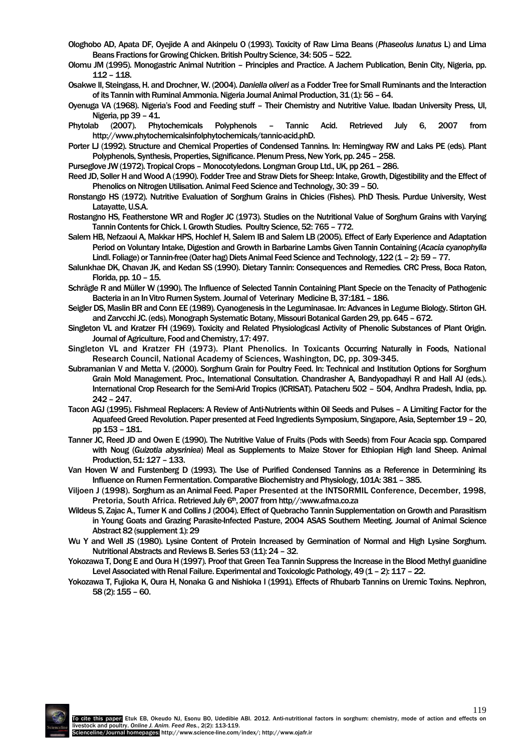Ologhobo AD, Apata DF, Oyejide A and Akinpelu O (1993). Toxicity of Raw Lima Beans (*Phaseolus lunatus* L) and Lima Beans Fractions for Growing Chicken. British Poultry Science, 34: 505 – 522.

Olomu JM (1995). Monogastric Animal Nutrition – Principles and Practice. A Jachem Publication, Benin City, Nigeria, pp. 112 – 118.

Osakwe II, Steingass, H. and Drochner, W. (2004). *Daniella oliveri* as a Fodder Tree for Small Ruminants and the Interaction of its Tannin with Ruminal Ammonia. Nigeria Journal Animal Production, 31 (1): 56 – 64.

Oyenuga VA (1968). Nigeria's Food and Feeding stuff – Their Chemistry and Nutritive Value. Ibadan University Press, UI, Nigeria, pp 39 – 41.

Phytolab (2007). Phytochemicals Polyphenols – Tannic Acid. Retrieved July 6, 2007 from http://www.phytochemicalsinfolphytochemicals/tannic-acid.phD.

Porter LJ (1992). Structure and Chemical Properties of Condensed Tannins. In: Hemingway RW and Laks PE (eds). Plant Polyphenols, Synthesis, Properties, Significance. Plenum Press, New York, pp. 245 – 258.

Purseglove JW (1972). Tropical Crops – Monocotyledons. Longman Group Ltd., UK, pp 261 – 286.

Reed JD, Soller H and Wood A (1990). Fodder Tree and Straw Diets for Sheep: Intake, Growth, Digestibility and the Effect of Phenolics on Nitrogen Utilisation. Animal Feed Science and Technology, 30: 39 – 50.

Ronstango HS (1972). Nutritive Evaluation of Sorghum Grains in Chicies (Fishes). PhD Thesis. Purdue University, West Latayatte, U.S.A.

Rostangno HS, Featherstone WR and Rogler JC (1973). Studies on the Nutritional Value of Sorghum Grains with Varying Tannin Contents for Chick. I. Growth Studies. Poultry Science, 52: 765 – 772.

Salem HB, Nefzaoui A, Makkar HPS, Hochlef H, Salem IB and Salem LB (2005). Effect of Early Experience and Adaptation Period on Voluntary Intake, Digestion and Growth in Barbarine Lambs Given Tannin Containing (*Acacia cyanophylla* Lindl. Foliage) or Tannin-free (Oater hag) Diets Animal Feed Science and Technology, 122 (1 – 2): 59 – 77.

Salunkhae DK, Chavan JK, and Kedan SS (1990). Dietary Tannin: Consequences and Remedies. CRC Press, Boca Raton, Florida, pp. 10 – 15.

Schrägle R and Müller W (1990). The Influence of Selected Tannin Containing Plant Specie on the Tenacity of Pathogenic Bacteria in an In Vitro Rumen System. Journal of Veterinary Medicine B, 37:181 – 186.

Seigler DS, Maslin BR and Conn EE (1989). Cyanogenesis in the Leguminasae. In: Advances in Legume Biology. Stirton GH. and Zarvcchi JC. (eds). Monograph Systematic Botany, Missouri Botanical Garden 29, pp. 645 – 672.

Singleton VL and Kratzer FH (1969). Toxicity and Related Physiologicasl Activity of Phenolic Substances of Plant Origin. Journal of Agriculture, Food and Chemistry, 17: 497.

Singleton VL and Kratzer FH (1973). Plant Phenolics. In Toxicants Occurring Naturally in Foods, National Research Council, National Academy of Sciences, Washington, DC, pp. 309-345.

Subramanian V and Metta V. (2000). Sorghum Grain for Poultry Feed. In: Technical and Institution Options for Sorghum Grain Mold Management. Proc., International Consultation. Chandrasher A, Bandyopadhayi R and Hall AJ (eds.). International Crop Research for the Semi-Arid Tropics (ICRISAT). Patacheru 502 – 504, Andhra Pradesh, India, pp. 242 – 247.

Tacon AGJ (1995). Fishmeal Replacers: A Review of Anti-Nutrients within Oil Seeds and Pulses – A Limiting Factor for the Aquafeed Greed Revolution. Paper presented at Feed Ingredients Symposium, Singapore, Asia, September 19 – 20, pp 153 – 181.

Tanner JC, Reed JD and Owen E (1990). The Nutritive Value of Fruits (Pods with Seeds) from Four Acacia spp. Compared with Noug (*Guizotia abysriniea*) Meal as Supplements to Maize Stover for Ethiopian High land Sheep. Animal Production, 51: 127 – 133.

Van Hoven W and Furstenberg D (1993). The Use of Purified Condensed Tannins as a Reference in Determining its Influence on Rumen Fermentation. Comparative Biochemistry and Physiology, 101A: 381 – 385.

Viljoen J (1998). Sorghum as an Animal Feed. Paper Presented at the INTSORMIL Conference, December, 1998, Pretoria, South Africa. Retrieved July 6th, 2007 from http//:www.afma.co.za

Wildeus S, Zajac A., Turner K and Collins J (2004). Effect of Quebracho Tannin Supplementation on Growth and Parasitism in Young Goats and Grazing Parasite-Infected Pasture, 2004 ASAS Southern Meeting. Journal of Animal Science Abstract 82 (supplement 1): 29

Wu Y and Well JS (1980). Lysine Content of Protein Increased by Germination of Normal and High Lysine Sorghum. Nutritional Abstracts and Reviews B. Series 53 (11): 24 – 32.

Yokozawa T, Dong E and Oura H (1997). Proof that Green Tea Tannin Suppress the Increase in the Blood Methyl guanidine Level Associated with Renal Failure. Experimental and Toxicologic Pathology, 49 (1 – 2): 117 – 22.

Yokozawa T, Fujioka K, Oura H, Nonaka G and Nishioka I (1991). Effects of Rhubarb Tannins on Uremic Toxins. Nephron, 58 (2): 155 – 60.